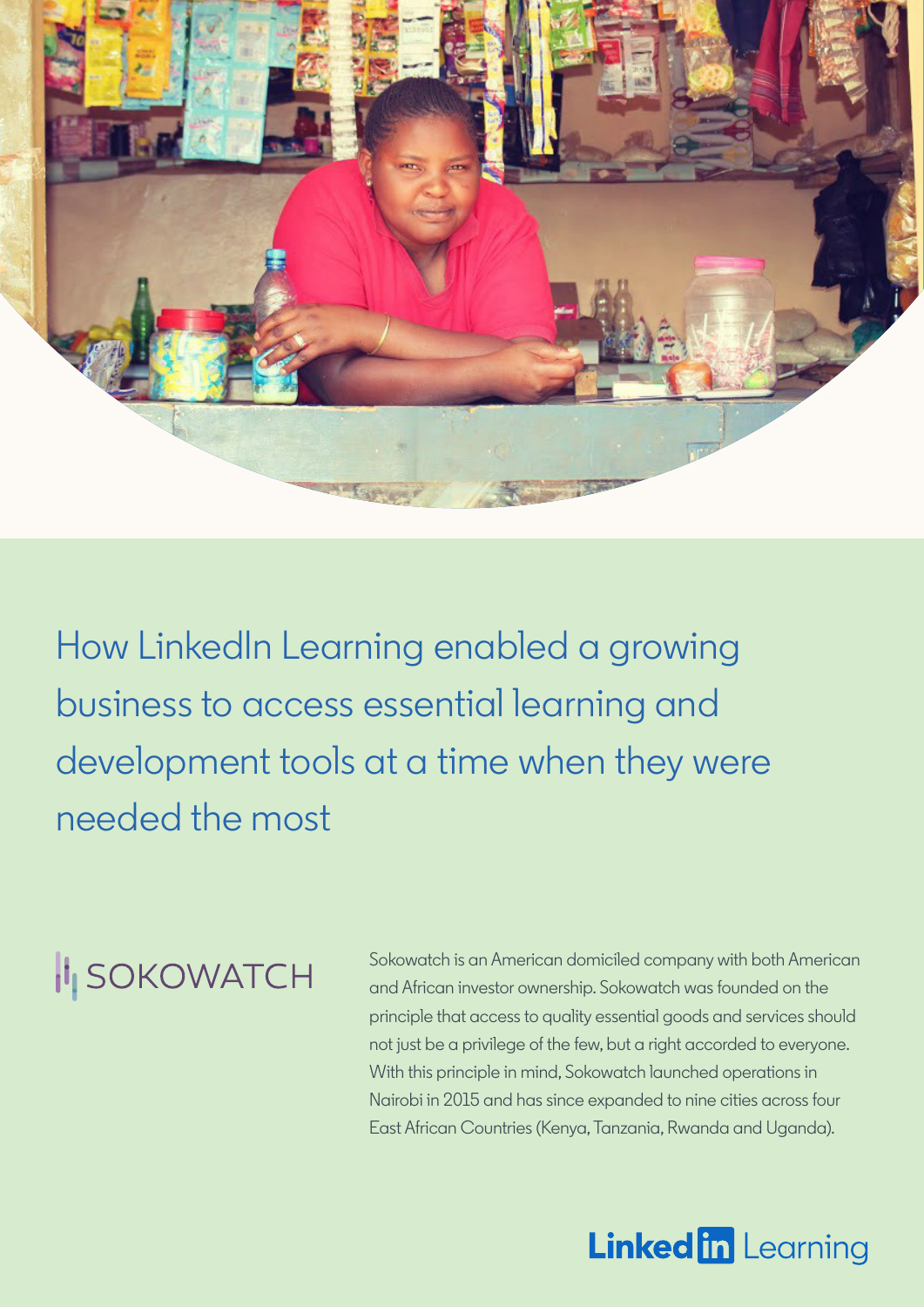# How LinkedIn Learning enabled a growing business to access essential learning and development tools at a time when they were needed the most

SOKOWATCH

Sokowatch is an American domiciled company with both American and African investor ownership. Sokowatch was founded on the principle that access to quality essential goods and services should not just be a privilege of the few, but a right accorded to everyone. With this principle in mind, Sokowatch launched operations in Nairobi in 2015 and has since expanded to nine cities across four East African Countries (Kenya, Tanzania, Rwanda and Uganda).

LinkedIn Learning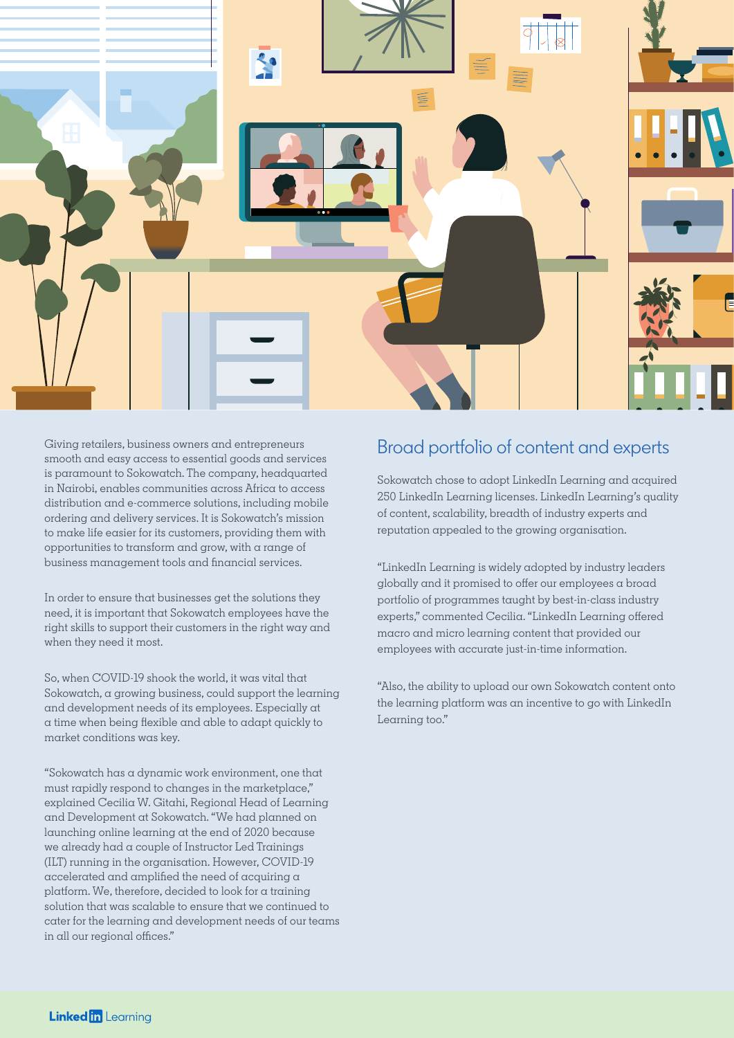Giving retailers, business owners and entrepreneurs smooth and easy access to essential goods and services is paramount to Sokowatch. The company, headquarted in Nairobi, enables communities across Africa to access distribution and e-commerce solutions, including mobile ordering and delivery services. It is Sokowatch's mission to make life easier for its customers, providing them with opportunities to transform and grow, with a range of business management tools and financial services.

In order to ensure that businesses get the solutions they need, it is important that Sokowatch employees have the right skills to support their customers in the right way and when they need it most.

So, when COVID-19 shook the world, it was vital that Sokowatch, a growing business, could support the learning and development needs of its employees. Especially at a time when being flexible and able to adapt quickly to market conditions was key.

"Sokowatch has a dynamic work environment, one that must rapidly respond to changes in the marketplace," explained Cecilia W. Gitahi, Regional Head of Learning and Development at Sokowatch. "We had planned on launching online learning at the end of 2020 because we already had a couple of Instructor Led Trainings (ILT) running in the organisation. However, COVID-19 accelerated and amplified the need of acquiring a platform. We, therefore, decided to look for a training solution that was scalable to ensure that we continued to cater for the learning and development needs of our teams in all our regional offices."

## Broad portfolio of content and experts

Sokowatch chose to adopt LinkedIn Learning and acquired 250 LinkedIn Learning licenses. LinkedIn Learning's quality of content, scalability, breadth of industry experts and reputation appealed to the growing organisation.

"LinkedIn Learning is widely adopted by industry leaders globally and it promised to offer our employees a broad portfolio of programmes taught by best-in-class industry experts," commented Cecilia. "LinkedIn Learning offered macro and micro learning content that provided our employees with accurate just-in-time information.

"Also, the ability to upload our own Sokowatch content onto the learning platform was an incentive to go with LinkedIn Learning too."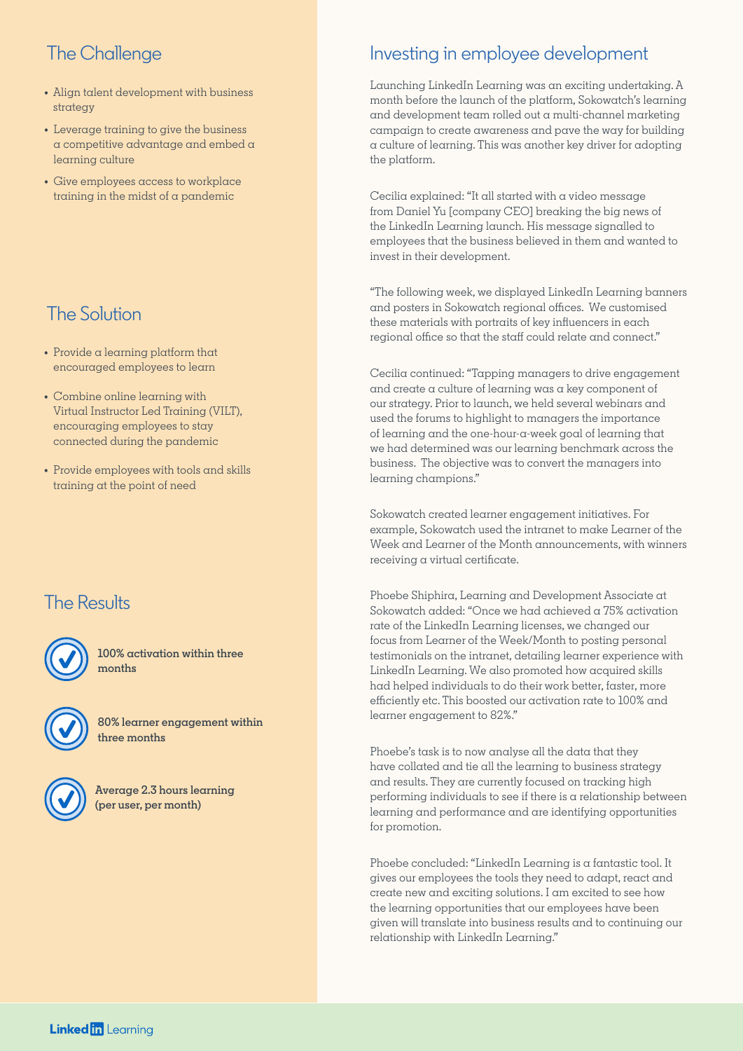## The Challenge

- Align talent development with business strategy
- Leverage training to give the business a competitive advantage and embed a learning culture
- Give employees access to workplace training in the midst of a pandemic

## The Solution

- Provide a learning platform that encouraged employees to learn
- Combine online learning with Virtual Instructor Led Training (VILT), encouraging employees to stay connected during the pandemic
- Provide employees with tools and skills training at the point of need

## The Results

- **100% activation within three months**
- **80% learner engagement within three months**
- **Average 2.3 hours learning (per user, per month)**

## Investing in employee development

Launching LinkedIn Learning was an exciting undertaking. A month before the launch of the platform, Sokowatch's learning and development team rolled out a multi-channel marketing campaign to create awareness and pave the way for building a culture of learning. This was another key driver for adopting the platform.

Cecilia explained: "It all started with a video message from Daniel Yu [company CEO] breaking the big news of the LinkedIn Learning launch. His message signalled to employees that the business believed in them and wanted to invest in their development.

"The following week, we displayed LinkedIn Learning banners and posters in Sokowatch regional offices. We customised these materials with portraits of key influencers in each regional office so that the staff could relate and connect."

Cecilia continued: "Tapping managers to drive engagement and create a culture of learning was a key component of our strategy. Prior to launch, we held several webinars and used the forums to highlight to managers the importance of learning and the one-hour-a-week goal of learning that we had determined was our learning benchmark across the business. The objective was to convert the managers into learning champions."

Sokowatch created learner engagement initiatives. For example, Sokowatch used the intranet to make Learner of the Week and Learner of the Month announcements, with winners receiving a virtual certificate.

Phoebe Shiphira, Learning and Development Associate at Sokowatch added: "Once we had achieved a 75% activation rate of the LinkedIn Learning licenses, we changed our focus from Learner of the Week/Month to posting personal testimonials on the intranet, detailing learner experience with LinkedIn Learning. We also promoted how acquired skills had helped individuals to do their work better, faster, more efficiently etc. This boosted our activation rate to 100% and learner engagement to 82%."

Phoebe's task is to now analyse all the data that they have collated and tie all the learning to business strategy and results. They are currently focused on tracking high performing individuals to see if there is a relationship between learning and performance and are identifying opportunities for promotion.

Phoebe concluded: "LinkedIn Learning is a fantastic tool. It gives our employees the tools they need to adapt, react and create new and exciting solutions. I am excited to see how the learning opportunities that our employees have been given will translate into business results and to continuing our relationship with LinkedIn Learning."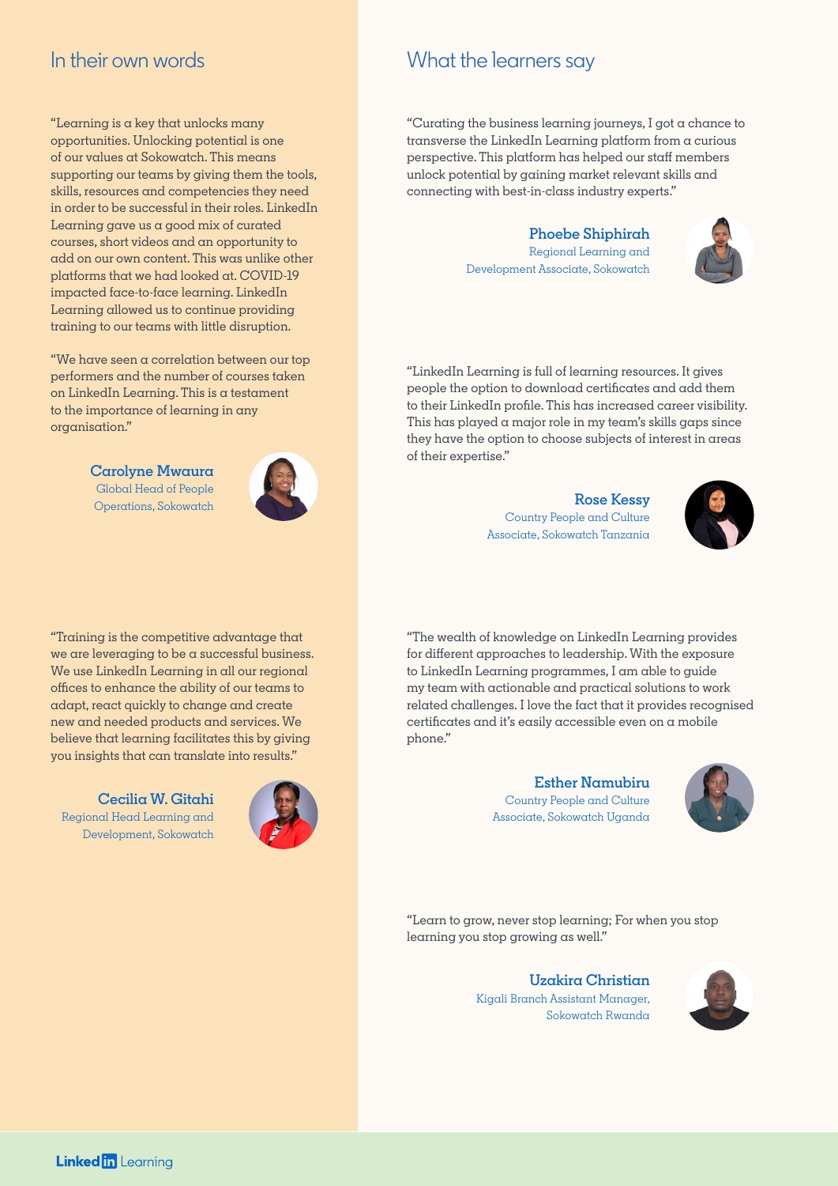## In their own words

"Learning is a key that unlocks many opportunities. Unlocking potential is one of our values at Sokowatch. This means supporting our teams by giving them the tools, skills, resources and competencies they need in order to be successful in their roles. LinkedIn Learning gave us a good mix of curated courses, short videos and an opportunity to add on our own content. This was unlike other platforms that we had looked at. COVID-19 impacted face-to-face learning. LinkedIn Learning allowed us to continue providing training to our teams with little disruption.

"We have seen a correlation between our top performers and the number of courses taken on LinkedIn Learning. This is a testament to the importance of learning in any organisation."

**Carolyne Mwaura**
Global Head of People Operations, Sokowatch

"Training is the competitive advantage that we are leveraging to be a successful business. We use LinkedIn Learning in all our regional offices to enhance the ability of our teams to adapt, react quickly to change and create new and needed products and services. We believe that learning facilitates this by giving you insights that can translate into results."

**Cecilia W. Gitahi**
Regional Head Learning and Development, Sokowatch

## What the learners say

"Curating the business learning journeys, I got a chance to transverse the LinkedIn Learning platform from a curious perspective. This platform has helped our staff members unlock potential by gaining market relevant skills and connecting with best-in-class industry experts."

**Phoebe Shiphirah**
Regional Learning and Development Associate, Sokowatch

"LinkedIn Learning is full of learning resources. It gives people the option to download certificates and add them to their LinkedIn profile. This has increased career visibility. This has played a major role in my team's skills gaps since they have the option to choose subjects of interest in areas of their expertise."

**Rose Kessy**
Country People and Culture Associate, Sokowatch Tanzania

"The wealth of knowledge on LinkedIn Learning provides for different approaches to leadership. With the exposure to LinkedIn Learning programmes, I am able to guide my team with actionable and practical solutions to work related challenges. I love the fact that it provides recognised certificates and it's easily accessible even on a mobile phone."

**Esther Namubiru**
Country People and Culture Associate, Sokowatch Uganda

"Learn to grow, never stop learning; For when you stop learning you stop growing as well."

**Uzakira Christian**
Kigali Branch Assistant Manager, Sokowatch Rwanda